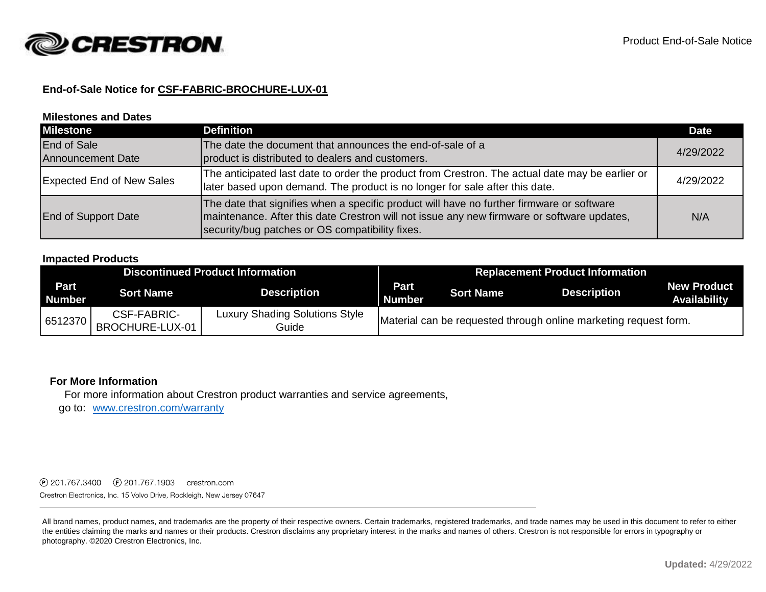Product End-of-Sale Notice

**End-of-Sale Notice for CSF-FABRIC-BROCHURE-LUX-01**

**Milestones and Dates**

| Milestone | Definition | Date |
|---|---|---|
| End of Sale Announcement Date | The date the document that announces the end-of-sale of a product is distributed to dealers and customers. | 4/29/2022 |
| Expected End of New Sales | The anticipated last date to order the product from Crestron. The actual date may be earlier or later based upon demand. The product is no longer for sale after this date. | 4/29/2022 |
| End of Support Date | The date that signifies when a specific product will have no further firmware or software maintenance. After this date Crestron will not issue any new firmware or software updates, security/bug patches or OS compatibility fixes. | N/A |

**Impacted Products**

| Discontinued Product Information | | | Replacement Product Information | | | |
|---|---|---|---|---|---|---|
| Part Number | Sort Name | Description | Part Number | Sort Name | Description | New Product Availability |
| 6512370 | CSF-FABRIC-BROCHURE-LUX-01 | Luxury Shading Solutions Style Guide | Material can be requested through online marketing request form. | | | |

**For More Information**

For more information about Crestron product warranties and service agreements, go to: [www.crestron.com/warranty](http://www.crestron.com/warranty)

Ⓟ 201.767.3400 Ⓕ 201.767.1903 crestron.com

Crestron Electronics, Inc. 15 Volvo Drive, Rockleigh, New Jersey 07647

All brand names, product names, and trademarks are the property of their respective owners. Certain trademarks, registered trademarks, and trade names may be used in this document to refer to either the entities claiming the marks and names or their products. Crestron disclaims any proprietary interest in the marks and names of others. Crestron is not responsible for errors in typography or photography. ©2020 Crestron Electronics, Inc.

**Updated:** 4/29/2022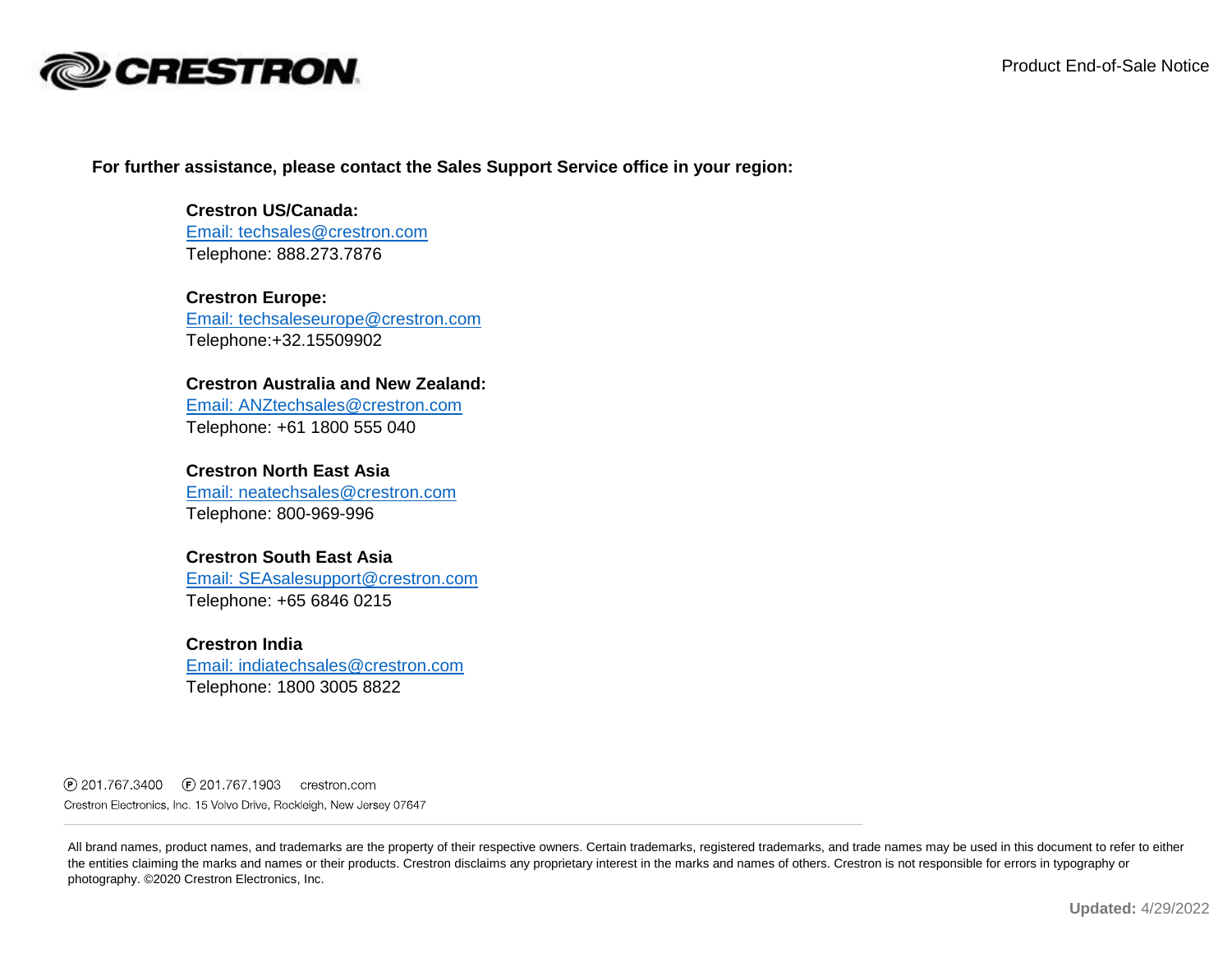**For further assistance, please contact the Sales Support Service office in your region:**

**Crestron US/Canada:**
Email: techsales@crestron.com
Telephone: 888.273.7876

**Crestron Europe:**
Email: techsaleseurope@crestron.com
Telephone:+32.15509902

**Crestron Australia and New Zealand:**
Email: ANZtechsales@crestron.com
Telephone: +61 1800 555 040

**Crestron North East Asia**
Email: neatechsales@crestron.com
Telephone: 800-969-996

**Crestron South East Asia**
Email: SEAsalesupport@crestron.com
Telephone: +65 6846 0215

**Crestron India**
Email: indiatechsales@crestron.com
Telephone: 1800 3005 8822

Ⓟ 201.767.3400 Ⓕ 201.767.1903 crestron.com
Crestron Electronics, Inc. 15 Volvo Drive, Rockleigh, New Jersey 07647

All brand names, product names, and trademarks are the property of their respective owners. Certain trademarks, registered trademarks, and trade names may be used in this document to refer to either the entities claiming the marks and names or their products. Crestron disclaims any proprietary interest in the marks and names of others. Crestron is not responsible for errors in typography or photography. ©2020 Crestron Electronics, Inc.

**Updated:** 4/29/2022